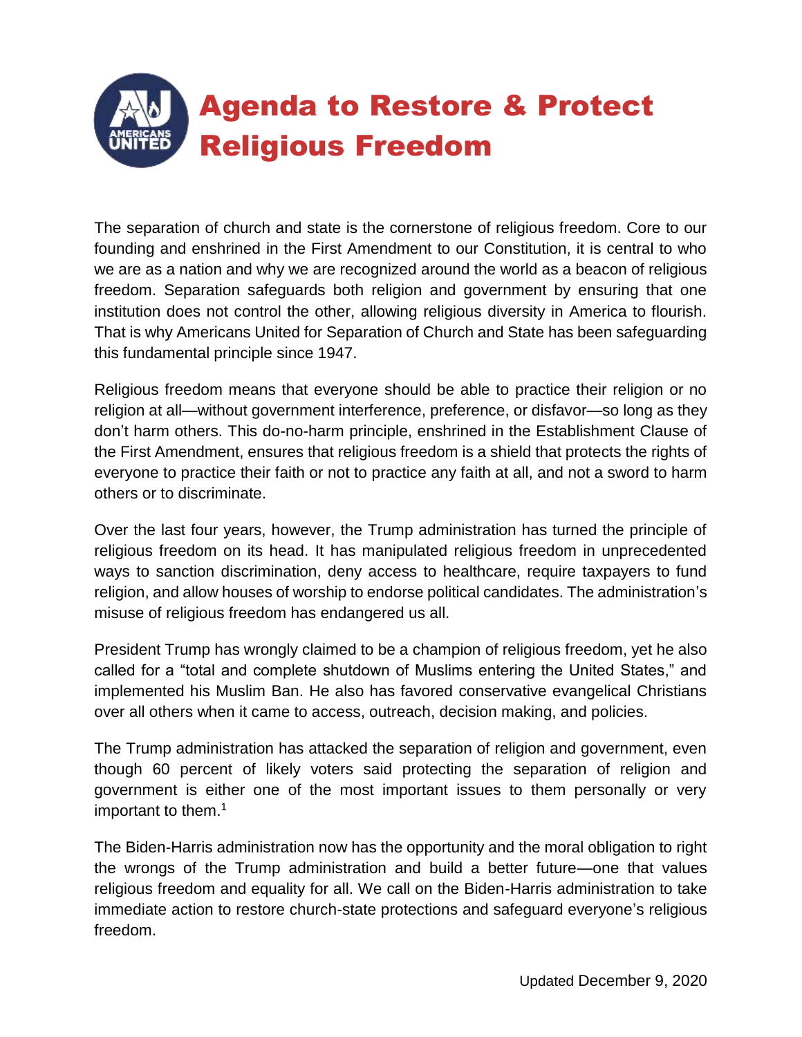# Agenda to Restore & Protect Religious Freedom

The separation of church and state is the cornerstone of religious freedom. Core to our founding and enshrined in the First Amendment to our Constitution, it is central to who we are as a nation and why we are recognized around the world as a beacon of religious freedom. Separation safeguards both religion and government by ensuring that one institution does not control the other, allowing religious diversity in America to flourish. That is why Americans United for Separation of Church and State has been safeguarding this fundamental principle since 1947.

Religious freedom means that everyone should be able to practice their religion or no religion at all—without government interference, preference, or disfavor—so long as they don't harm others. This do-no-harm principle, enshrined in the Establishment Clause of the First Amendment, ensures that religious freedom is a shield that protects the rights of everyone to practice their faith or not to practice any faith at all, and not a sword to harm others or to discriminate.

Over the last four years, however, the Trump administration has turned the principle of religious freedom on its head. It has manipulated religious freedom in unprecedented ways to sanction discrimination, deny access to healthcare, require taxpayers to fund religion, and allow houses of worship to endorse political candidates. The administration's misuse of religious freedom has endangered us all.

President Trump has wrongly claimed to be a champion of religious freedom, yet he also called for a "total and complete shutdown of Muslims entering the United States," and implemented his Muslim Ban. He also has favored conservative evangelical Christians over all others when it came to access, outreach, decision making, and policies.

The Trump administration has attacked the separation of religion and government, even though 60 percent of likely voters said protecting the separation of religion and government is either one of the most important issues to them personally or very important to them.[1]

The Biden-Harris administration now has the opportunity and the moral obligation to right the wrongs of the Trump administration and build a better future—one that values religious freedom and equality for all. We call on the Biden-Harris administration to take immediate action to restore church-state protections and safeguard everyone's religious freedom.

Updated December 9, 2020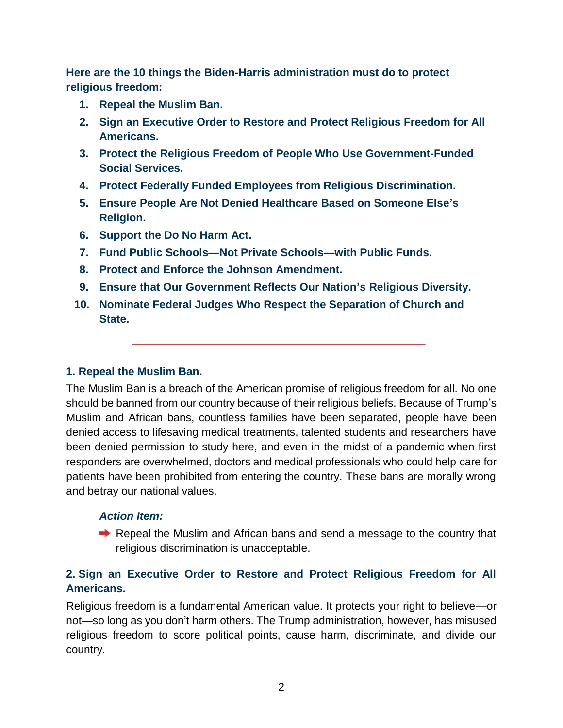**Here are the 10 things the Biden-Harris administration must do to protect religious freedom:**

1. **Repeal the Muslim Ban.**
2. **Sign an Executive Order to Restore and Protect Religious Freedom for All Americans.**
3. **Protect the Religious Freedom of People Who Use Government-Funded Social Services.**
4. **Protect Federally Funded Employees from Religious Discrimination.**
5. **Ensure People Are Not Denied Healthcare Based on Someone Else's Religion.**
6. **Support the Do No Harm Act.**
7. **Fund Public Schools—Not Private Schools—with Public Funds.**
8. **Protect and Enforce the Johnson Amendment.**
9. **Ensure that Our Government Reflects Our Nation's Religious Diversity.**
10. **Nominate Federal Judges Who Respect the Separation of Church and State.**

---

### 1. Repeal the Muslim Ban.

The Muslim Ban is a breach of the American promise of religious freedom for all. No one should be banned from our country because of their religious beliefs. Because of Trump's Muslim and African bans, countless families have been separated, people have been denied access to lifesaving medical treatments, talented students and researchers have been denied permission to study here, and even in the midst of a pandemic when first responders are overwhelmed, doctors and medical professionals who could help care for patients have been prohibited from entering the country. These bans are morally wrong and betray our national values.

***Action Item:***

- ➡ Repeal the Muslim and African bans and send a message to the country that religious discrimination is unacceptable.

### 2. Sign an Executive Order to Restore and Protect Religious Freedom for All Americans.

Religious freedom is a fundamental American value. It protects your right to believe—or not—so long as you don't harm others. The Trump administration, however, has misused religious freedom to score political points, cause harm, discriminate, and divide our country.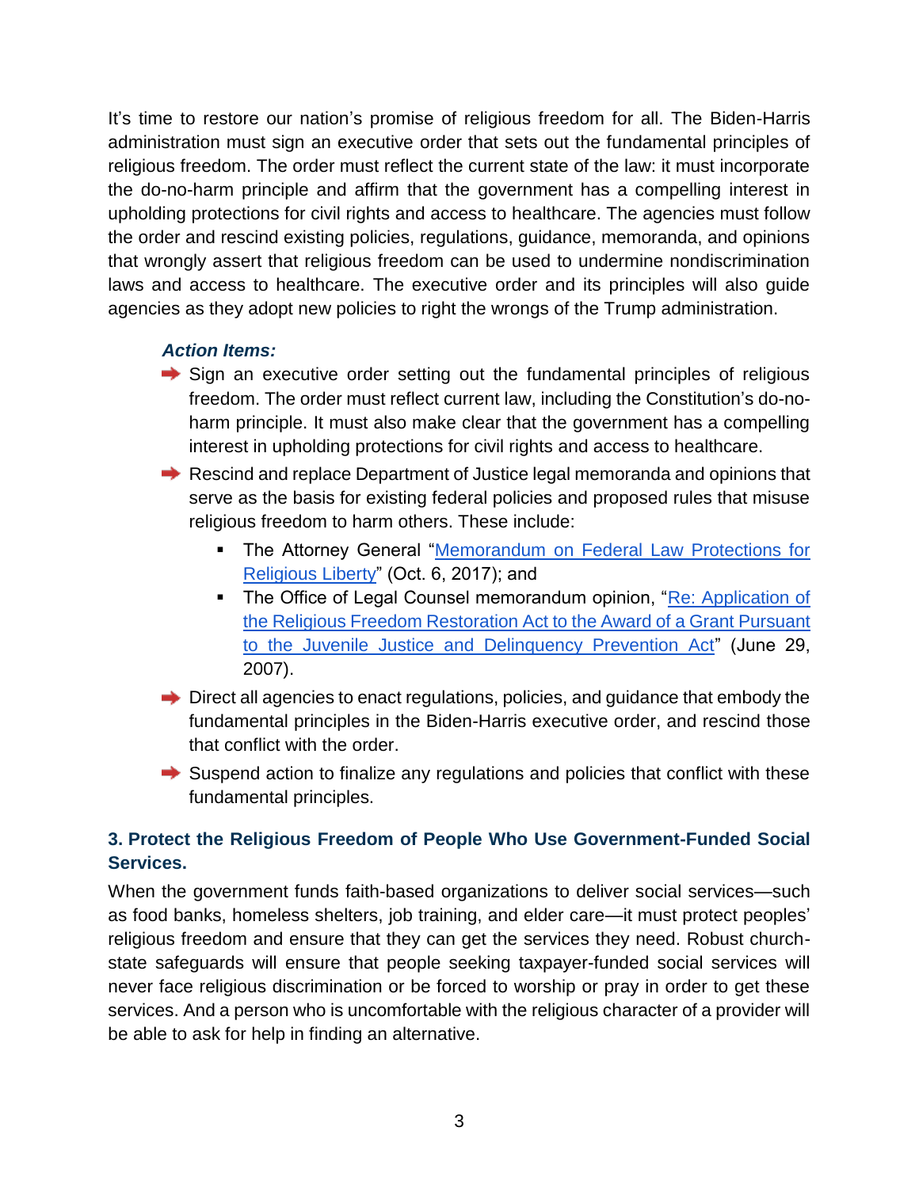It's time to restore our nation's promise of religious freedom for all. The Biden-Harris administration must sign an executive order that sets out the fundamental principles of religious freedom. The order must reflect the current state of the law: it must incorporate the do-no-harm principle and affirm that the government has a compelling interest in upholding protections for civil rights and access to healthcare. The agencies must follow the order and rescind existing policies, regulations, guidance, memoranda, and opinions that wrongly assert that religious freedom can be used to undermine nondiscrimination laws and access to healthcare. The executive order and its principles will also guide agencies as they adopt new policies to right the wrongs of the Trump administration.

***Action Items:***

- Sign an executive order setting out the fundamental principles of religious freedom. The order must reflect current law, including the Constitution's do-no-harm principle. It must also make clear that the government has a compelling interest in upholding protections for civil rights and access to healthcare.
- Rescind and replace Department of Justice legal memoranda and opinions that serve as the basis for existing federal policies and proposed rules that misuse religious freedom to harm others. These include:
  - The Attorney General "Memorandum on Federal Law Protections for Religious Liberty" (Oct. 6, 2017); and
  - The Office of Legal Counsel memorandum opinion, "Re: Application of the Religious Freedom Restoration Act to the Award of a Grant Pursuant to the Juvenile Justice and Delinquency Prevention Act" (June 29, 2007).
- Direct all agencies to enact regulations, policies, and guidance that embody the fundamental principles in the Biden-Harris executive order, and rescind those that conflict with the order.
- Suspend action to finalize any regulations and policies that conflict with these fundamental principles.

### 3. Protect the Religious Freedom of People Who Use Government-Funded Social Services.

When the government funds faith-based organizations to deliver social services—such as food banks, homeless shelters, job training, and elder care—it must protect peoples' religious freedom and ensure that they can get the services they need. Robust church-state safeguards will ensure that people seeking taxpayer-funded social services will never face religious discrimination or be forced to worship or pray in order to get these services. And a person who is uncomfortable with the religious character of a provider will be able to ask for help in finding an alternative.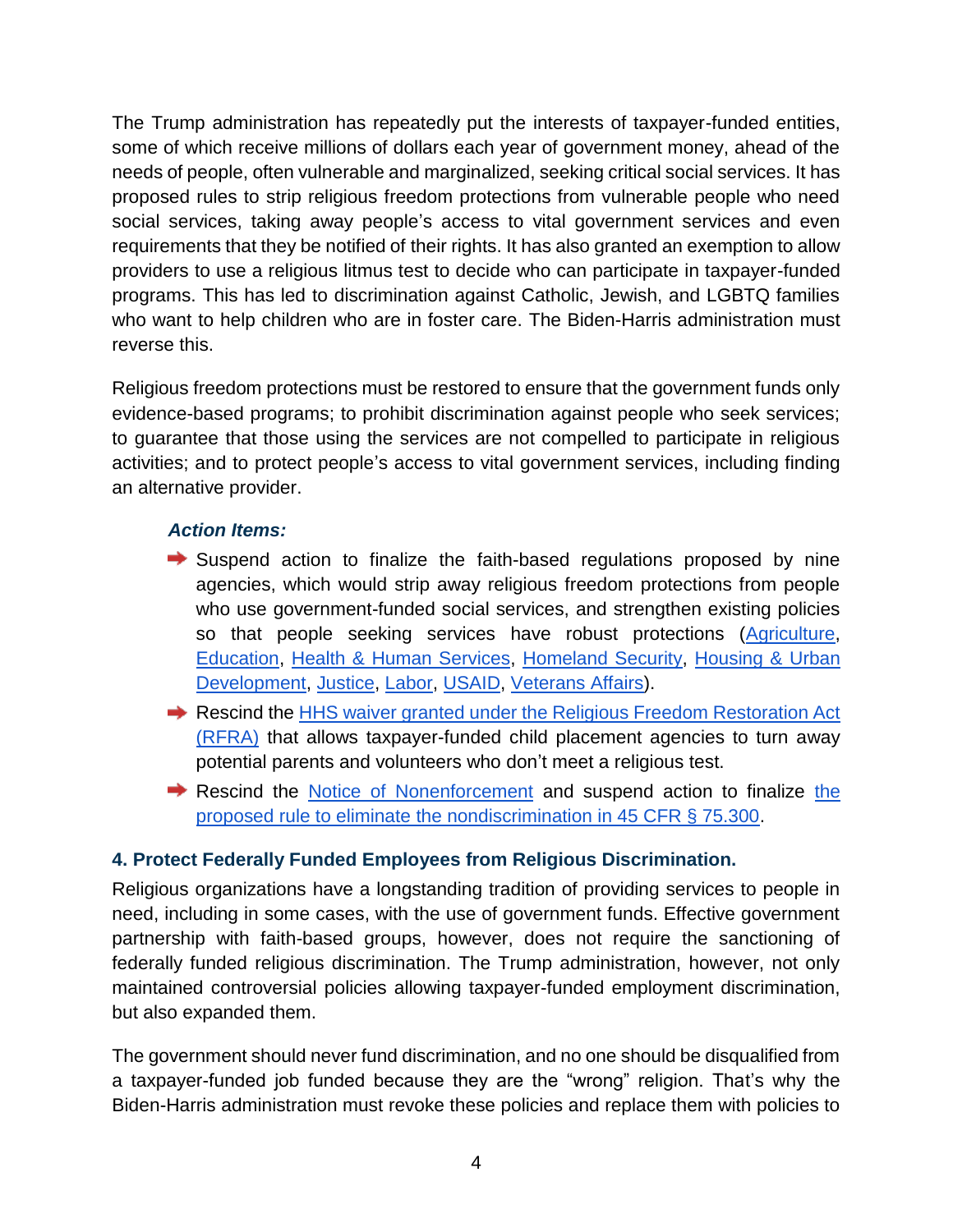The Trump administration has repeatedly put the interests of taxpayer-funded entities, some of which receive millions of dollars each year of government money, ahead of the needs of people, often vulnerable and marginalized, seeking critical social services. It has proposed rules to strip religious freedom protections from vulnerable people who need social services, taking away people's access to vital government services and even requirements that they be notified of their rights. It has also granted an exemption to allow providers to use a religious litmus test to decide who can participate in taxpayer-funded programs. This has led to discrimination against Catholic, Jewish, and LGBTQ families who want to help children who are in foster care. The Biden-Harris administration must reverse this.

Religious freedom protections must be restored to ensure that the government funds only evidence-based programs; to prohibit discrimination against people who seek services; to guarantee that those using the services are not compelled to participate in religious activities; and to protect people's access to vital government services, including finding an alternative provider.

***Action Items:***

- Suspend action to finalize the faith-based regulations proposed by nine agencies, which would strip away religious freedom protections from people who use government-funded social services, and strengthen existing policies so that people seeking services have robust protections (Agriculture, Education, Health & Human Services, Homeland Security, Housing & Urban Development, Justice, Labor, USAID, Veterans Affairs).
- Rescind the HHS waiver granted under the Religious Freedom Restoration Act (RFRA) that allows taxpayer-funded child placement agencies to turn away potential parents and volunteers who don't meet a religious test.
- Rescind the Notice of Nonenforcement and suspend action to finalize the proposed rule to eliminate the nondiscrimination in 45 CFR § 75.300.

### 4. Protect Federally Funded Employees from Religious Discrimination.

Religious organizations have a longstanding tradition of providing services to people in need, including in some cases, with the use of government funds. Effective government partnership with faith-based groups, however, does not require the sanctioning of federally funded religious discrimination. The Trump administration, however, not only maintained controversial policies allowing taxpayer-funded employment discrimination, but also expanded them.

The government should never fund discrimination, and no one should be disqualified from a taxpayer-funded job funded because they are the "wrong" religion. That's why the Biden-Harris administration must revoke these policies and replace them with policies to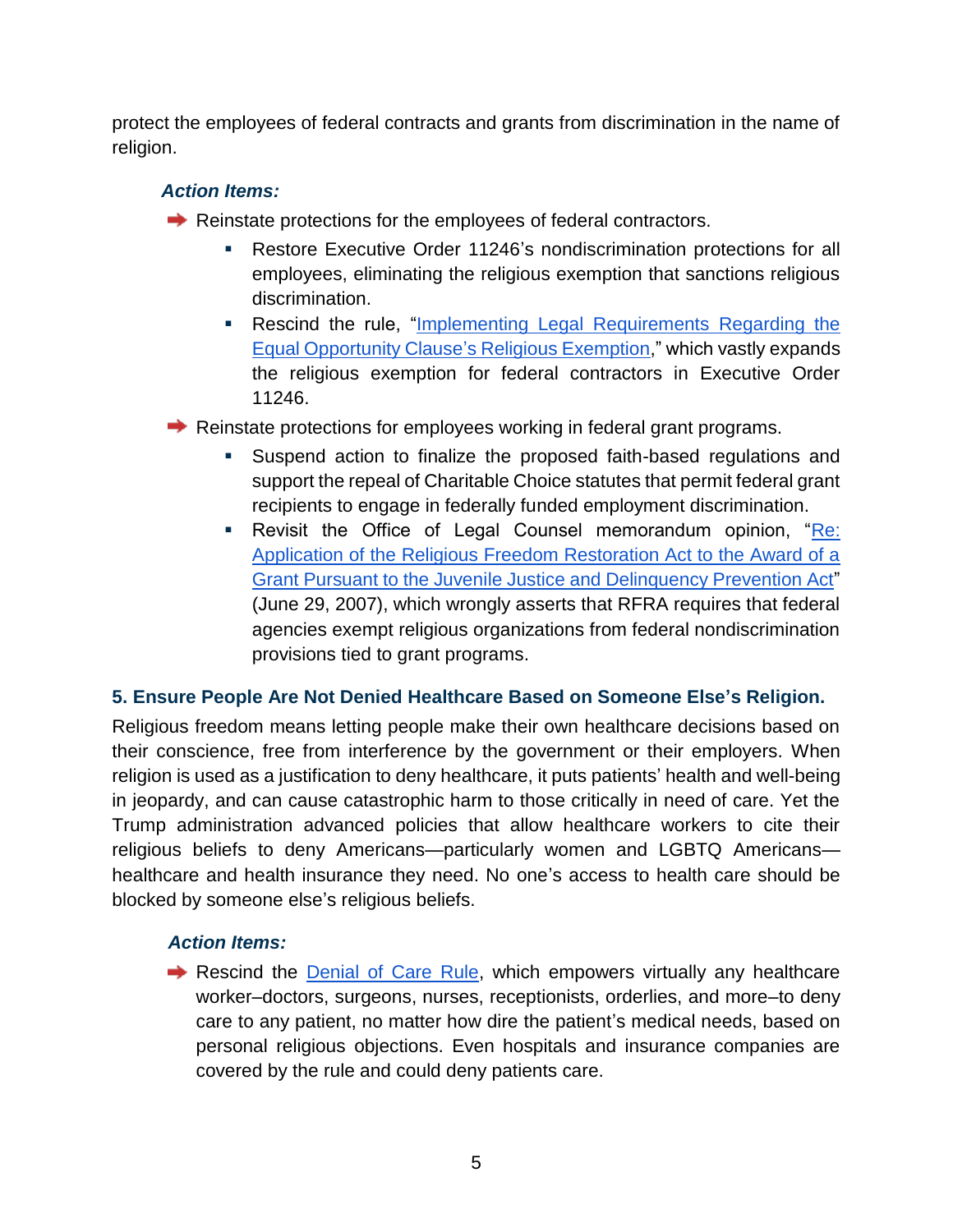protect the employees of federal contracts and grants from discrimination in the name of religion.

***Action Items:***

- Reinstate protections for the employees of federal contractors.
  - Restore Executive Order 11246's nondiscrimination protections for all employees, eliminating the religious exemption that sanctions religious discrimination.
  - Rescind the rule, "Implementing Legal Requirements Regarding the Equal Opportunity Clause's Religious Exemption," which vastly expands the religious exemption for federal contractors in Executive Order 11246.
- Reinstate protections for employees working in federal grant programs.
  - Suspend action to finalize the proposed faith-based regulations and support the repeal of Charitable Choice statutes that permit federal grant recipients to engage in federally funded employment discrimination.
  - Revisit the Office of Legal Counsel memorandum opinion, "Re: Application of the Religious Freedom Restoration Act to the Award of a Grant Pursuant to the Juvenile Justice and Delinquency Prevention Act" (June 29, 2007), which wrongly asserts that RFRA requires that federal agencies exempt religious organizations from federal nondiscrimination provisions tied to grant programs.

### 5. Ensure People Are Not Denied Healthcare Based on Someone Else's Religion.

Religious freedom means letting people make their own healthcare decisions based on their conscience, free from interference by the government or their employers. When religion is used as a justification to deny healthcare, it puts patients' health and well-being in jeopardy, and can cause catastrophic harm to those critically in need of care. Yet the Trump administration advanced policies that allow healthcare workers to cite their religious beliefs to deny Americans—particularly women and LGBTQ Americans—healthcare and health insurance they need. No one's access to health care should be blocked by someone else's religious beliefs.

***Action Items:***

- Rescind the Denial of Care Rule, which empowers virtually any healthcare worker–doctors, surgeons, nurses, receptionists, orderlies, and more–to deny care to any patient, no matter how dire the patient's medical needs, based on personal religious objections. Even hospitals and insurance companies are covered by the rule and could deny patients care.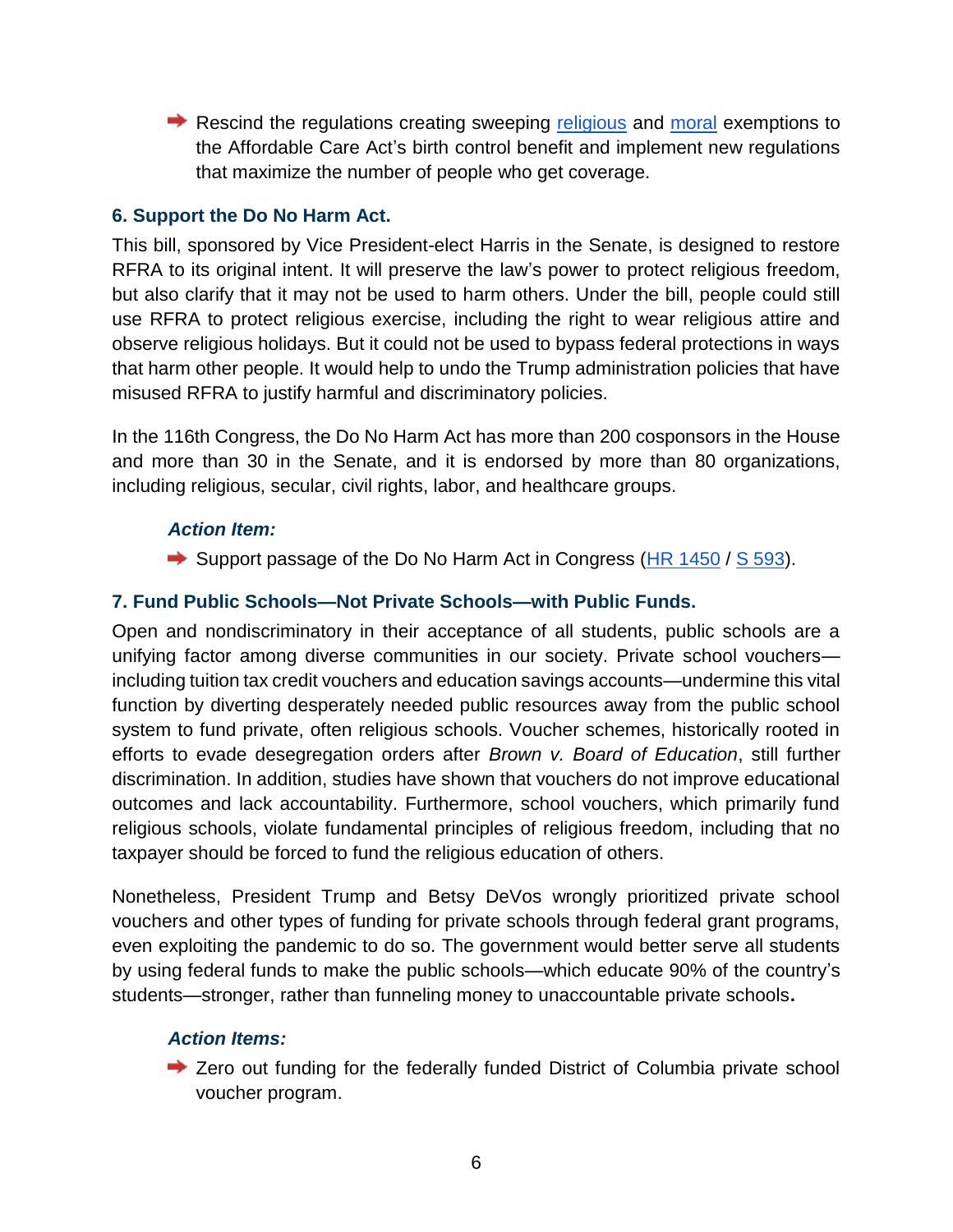- Rescind the regulations creating sweeping religious and moral exemptions to the Affordable Care Act's birth control benefit and implement new regulations that maximize the number of people who get coverage.

### 6. Support the Do No Harm Act.

This bill, sponsored by Vice President-elect Harris in the Senate, is designed to restore RFRA to its original intent. It will preserve the law's power to protect religious freedom, but also clarify that it may not be used to harm others. Under the bill, people could still use RFRA to protect religious exercise, including the right to wear religious attire and observe religious holidays. But it could not be used to bypass federal protections in ways that harm other people. It would help to undo the Trump administration policies that have misused RFRA to justify harmful and discriminatory policies.

In the 116th Congress, the Do No Harm Act has more than 200 cosponsors in the House and more than 30 in the Senate, and it is endorsed by more than 80 organizations, including religious, secular, civil rights, labor, and healthcare groups.

***Action Item:***

- Support passage of the Do No Harm Act in Congress (HR 1450 / S 593).

### 7. Fund Public Schools—Not Private Schools—with Public Funds.

Open and nondiscriminatory in their acceptance of all students, public schools are a unifying factor among diverse communities in our society. Private school vouchers—including tuition tax credit vouchers and education savings accounts—undermine this vital function by diverting desperately needed public resources away from the public school system to fund private, often religious schools. Voucher schemes, historically rooted in efforts to evade desegregation orders after *Brown v. Board of Education*, still further discrimination. In addition, studies have shown that vouchers do not improve educational outcomes and lack accountability. Furthermore, school vouchers, which primarily fund religious schools, violate fundamental principles of religious freedom, including that no taxpayer should be forced to fund the religious education of others.

Nonetheless, President Trump and Betsy DeVos wrongly prioritized private school vouchers and other types of funding for private schools through federal grant programs, even exploiting the pandemic to do so. The government would better serve all students by using federal funds to make the public schools—which educate 90% of the country's students—stronger, rather than funneling money to unaccountable private schools.

***Action Items:***

- Zero out funding for the federally funded District of Columbia private school voucher program.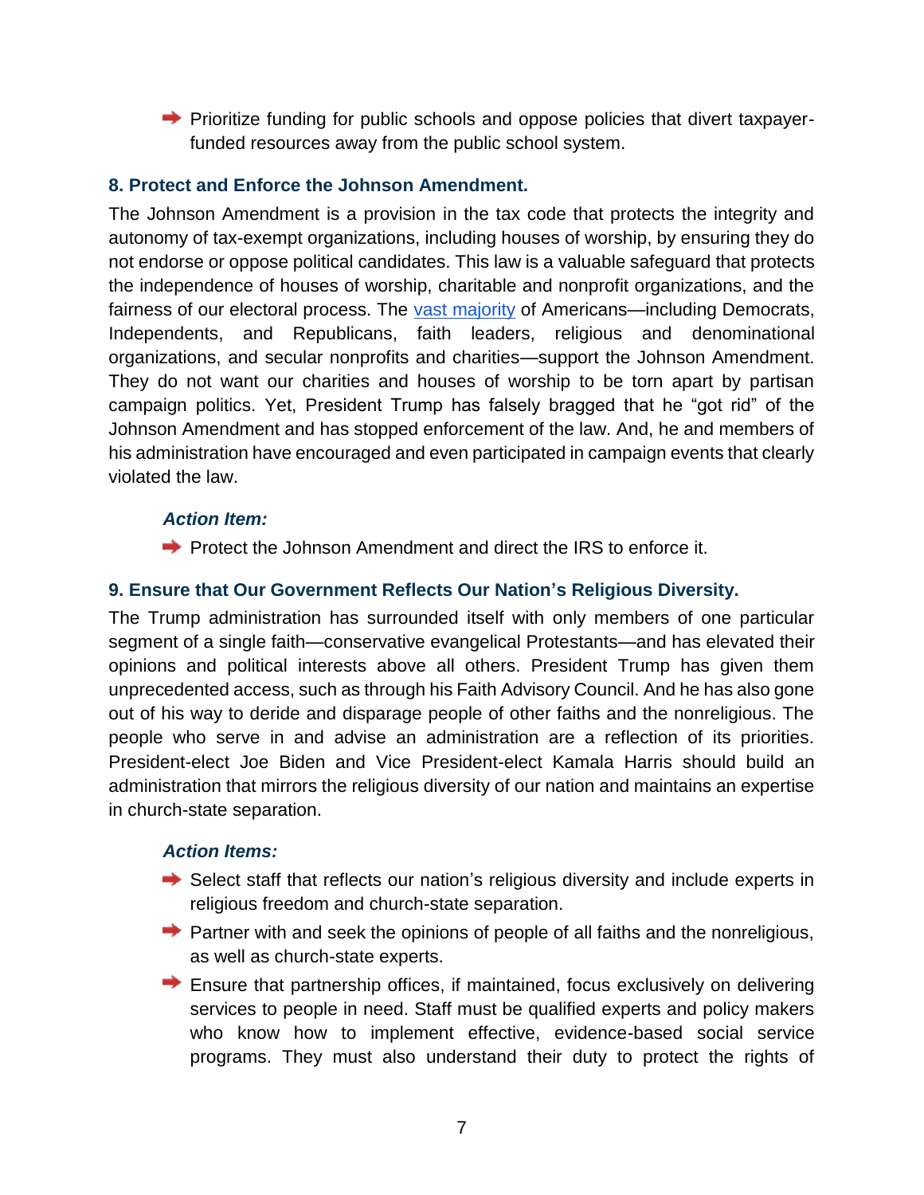- Prioritize funding for public schools and oppose policies that divert taxpayer-funded resources away from the public school system.

### 8. Protect and Enforce the Johnson Amendment.

The Johnson Amendment is a provision in the tax code that protects the integrity and autonomy of tax-exempt organizations, including houses of worship, by ensuring they do not endorse or oppose political candidates. This law is a valuable safeguard that protects the independence of houses of worship, charitable and nonprofit organizations, and the fairness of our electoral process. The vast majority of Americans—including Democrats, Independents, and Republicans, faith leaders, religious and denominational organizations, and secular nonprofits and charities—support the Johnson Amendment. They do not want our charities and houses of worship to be torn apart by partisan campaign politics. Yet, President Trump has falsely bragged that he "got rid" of the Johnson Amendment and has stopped enforcement of the law. And, he and members of his administration have encouraged and even participated in campaign events that clearly violated the law.

***Action Item:***

- Protect the Johnson Amendment and direct the IRS to enforce it.

### 9. Ensure that Our Government Reflects Our Nation's Religious Diversity.

The Trump administration has surrounded itself with only members of one particular segment of a single faith—conservative evangelical Protestants—and has elevated their opinions and political interests above all others. President Trump has given them unprecedented access, such as through his Faith Advisory Council. And he has also gone out of his way to deride and disparage people of other faiths and the nonreligious. The people who serve in and advise an administration are a reflection of its priorities. President-elect Joe Biden and Vice President-elect Kamala Harris should build an administration that mirrors the religious diversity of our nation and maintains an expertise in church-state separation.

***Action Items:***

- Select staff that reflects our nation's religious diversity and include experts in religious freedom and church-state separation.
- Partner with and seek the opinions of people of all faiths and the nonreligious, as well as church-state experts.
- Ensure that partnership offices, if maintained, focus exclusively on delivering services to people in need. Staff must be qualified experts and policy makers who know how to implement effective, evidence-based social service programs. They must also understand their duty to protect the rights of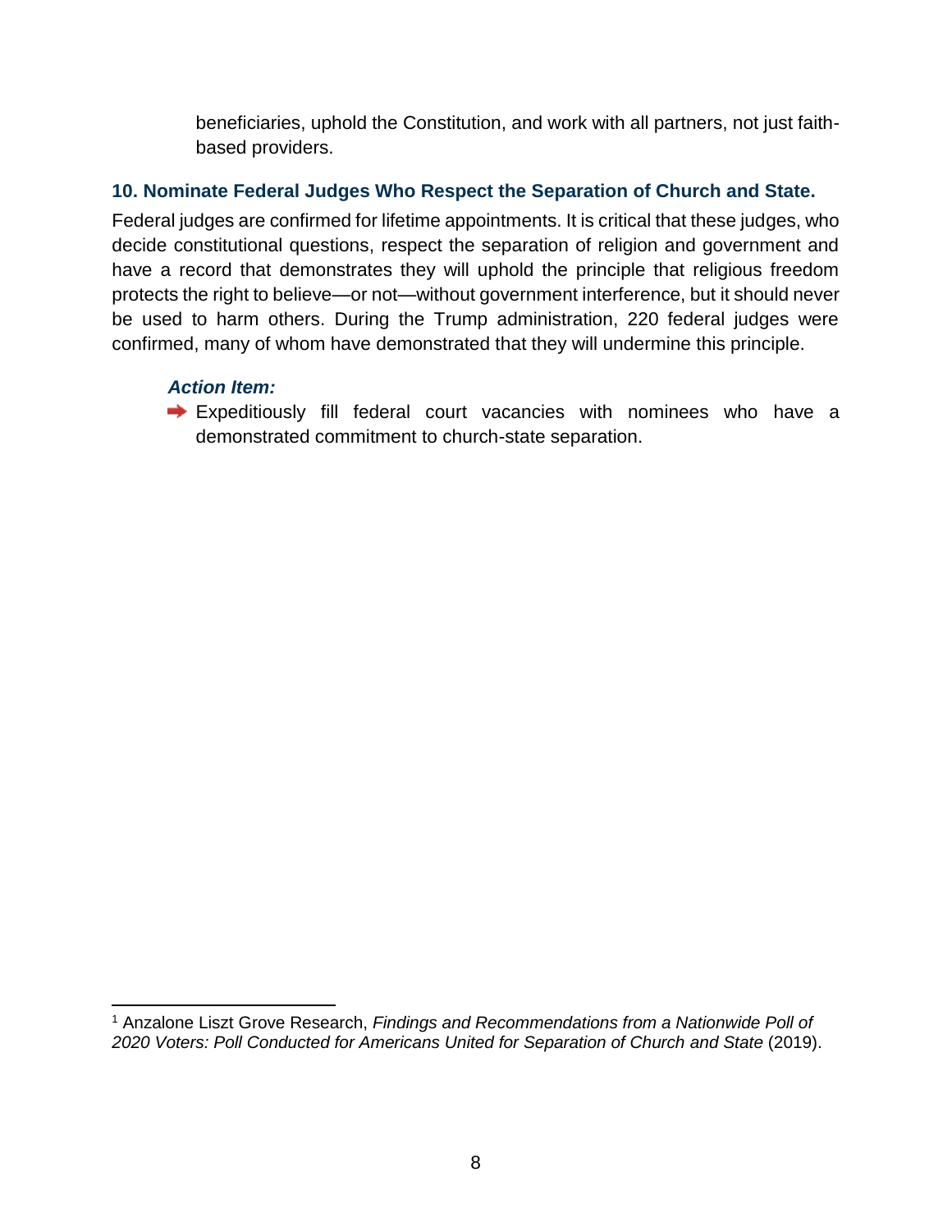beneficiaries, uphold the Constitution, and work with all partners, not just faith-based providers.

### 10. Nominate Federal Judges Who Respect the Separation of Church and State.

Federal judges are confirmed for lifetime appointments. It is critical that these judges, who decide constitutional questions, respect the separation of religion and government and have a record that demonstrates they will uphold the principle that religious freedom protects the right to believe—or not—without government interference, but it should never be used to harm others. During the Trump administration, 220 federal judges were confirmed, many of whom have demonstrated that they will undermine this principle.

***Action Item:***

- Expeditiously fill federal court vacancies with nominees who have a demonstrated commitment to church-state separation.

[1] Anzalone Liszt Grove Research, *Findings and Recommendations from a Nationwide Poll of 2020 Voters: Poll Conducted for Americans United for Separation of Church and State* (2019).